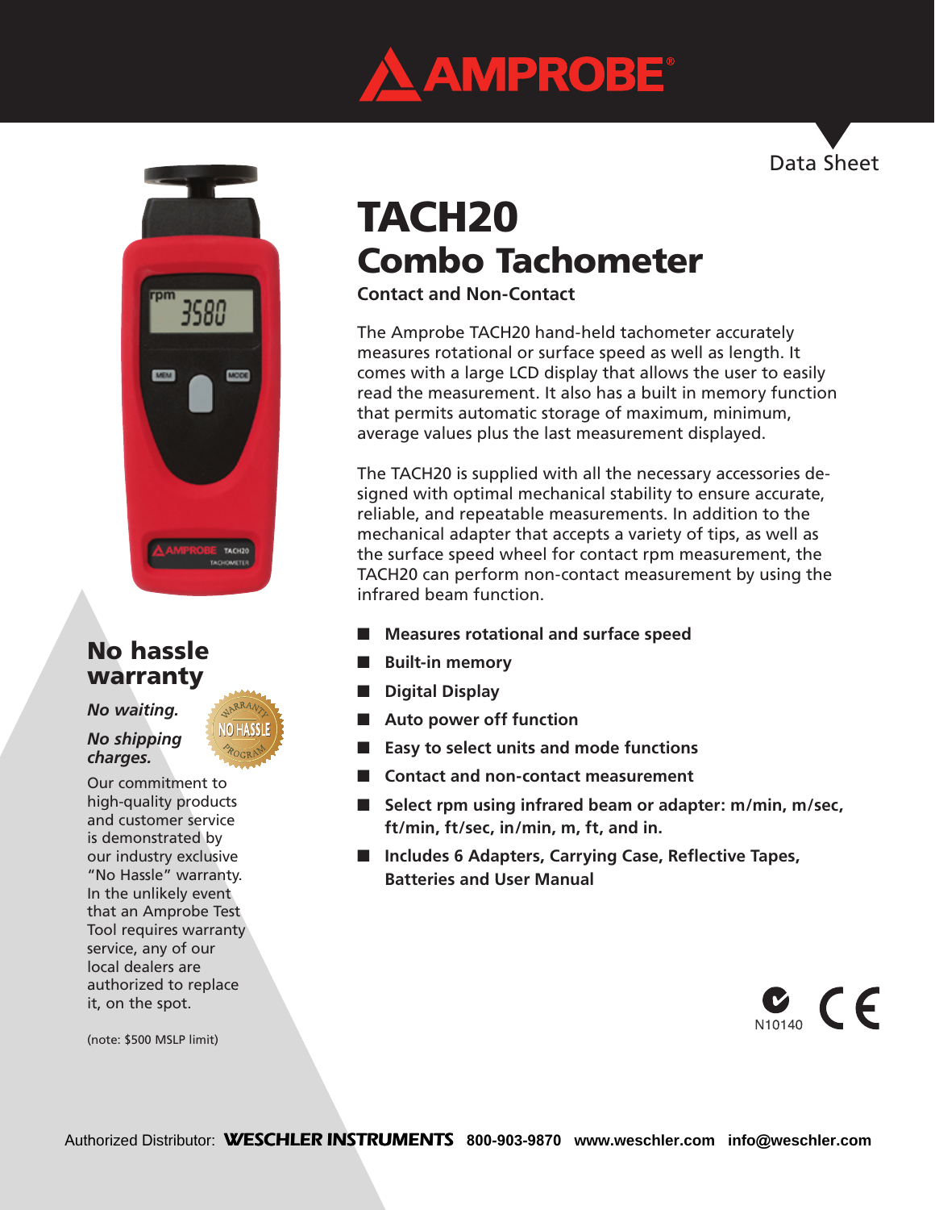Data Sheet

# TACH20
## Combo Tachometer

**Contact and Non-Contact**

The Amprobe TACH20 hand-held tachometer accurately measures rotational or surface speed as well as length. It comes with a large LCD display that allows the user to easily read the measurement. It also has a built in memory function that permits automatic storage of maximum, minimum, average values plus the last measurement displayed.

The TACH20 is supplied with all the necessary accessories designed with optimal mechanical stability to ensure accurate, reliable, and repeatable measurements. In addition to the mechanical adapter that accepts a variety of tips, as well as the surface speed wheel for contact rpm measurement, the TACH20 can perform non-contact measurement by using the infrared beam function.

- **Measures rotational and surface speed**
- **Built-in memory**
- **Digital Display**
- **Auto power off function**
- **Easy to select units and mode functions**
- **Contact and non-contact measurement**
- **Select rpm using infrared beam or adapter: m/min, m/sec, ft/min, ft/sec, in/min, m, ft, and in.**
- **Includes 6 Adapters, Carrying Case, Reflective Tapes, Batteries and User Manual**

## No hassle warranty

***No waiting.***

***No shipping charges.***

Our commitment to high-quality products and customer service is demonstrated by our industry exclusive "No Hassle" warranty. In the unlikely event that an Amprobe Test Tool requires warranty service, any of our local dealers are authorized to replace it, on the spot.

(note: $500 MSLP limit)

N10140

Authorized Distributor: **WESCHLER INSTRUMENTS** 800-903-9870 www.weschler.com info@weschler.com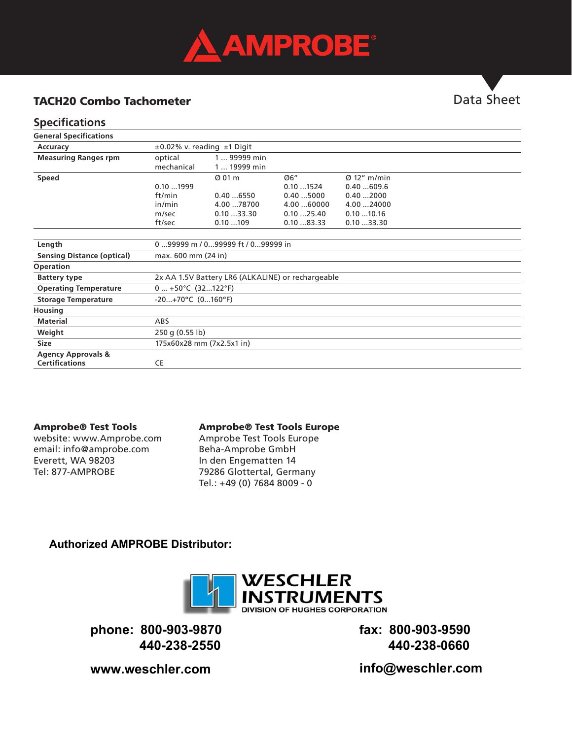AMPROBE®

## TACH20 Combo Tachometer

Data Sheet

## Specifications

| | | | | |
|---|---|---|---|---|
| **General Specifications** | | | | |
| **Accuracy** | ±0.02% v. reading ±1 Digit | | | |
| **Measuring Ranges rpm** | optical<br>mechanical | 1 ... 99999 min<br>1 ... 19999 min | | |
| **Speed** | | Ø 01 m | Ø6" | Ø 12" m/min |
| | 0.10 ...1999 | | 0.10 ...1524 | 0.40 ...609.6 |
| | ft/min | 0.40 ...6550 | 0.40 ...5000 | 0.40 ...2000 |
| | in/min | 4.00 ...78700 | 4.00 ...60000 | 4.00 ...24000 |
| | m/sec | 0.10 ...33.30 | 0.10 ...25.40 | 0.10 ...10.16 |
| | ft/sec | 0.10 ...109 | 0.10 ...83.33 | 0.10 ...33.30 |
| **Length** | 0 ...99999 m / 0...99999 ft / 0...99999 in | | | |
| **Sensing Distance (optical)** | max. 600 mm (24 in) | | | |
| **Operation** | | | | |
| **Battery type** | 2x AA 1.5V Battery LR6 (ALKALINE) or rechargeable | | | |
| **Operating Temperature** | 0 ... +50°C (32...122°F) | | | |
| **Storage Temperature** | -20...+70°C (0...160°F) | | | |
| **Housing** | | | | |
| **Material** | ABS | | | |
| **Weight** | 250 g (0.55 lb) | | | |
| **Size** | 175x60x28 mm (7x2.5x1 in) | | | |
| **Agency Approvals & Certifications** | CE | | | |

**Amprobe® Test Tools**
website: www.Amprobe.com
email: info@amprobe.com
Everett, WA 98203
Tel: 877-AMPROBE

**Amprobe® Test Tools Europe**
Amprobe Test Tools Europe
Beha-Amprobe GmbH
In den Engematten 14
79286 Glottertal, Germany
Tel.: +49 (0) 7684 8009 - 0

**Authorized AMPROBE Distributor:**

WESCHLER INSTRUMENTS
DIVISION OF HUGHES CORPORATION

**phone: 800-903-9870**
**440-238-2550**

**fax: 800-903-9590**
**440-238-0660**

**www.weschler.com**

**info@weschler.com**